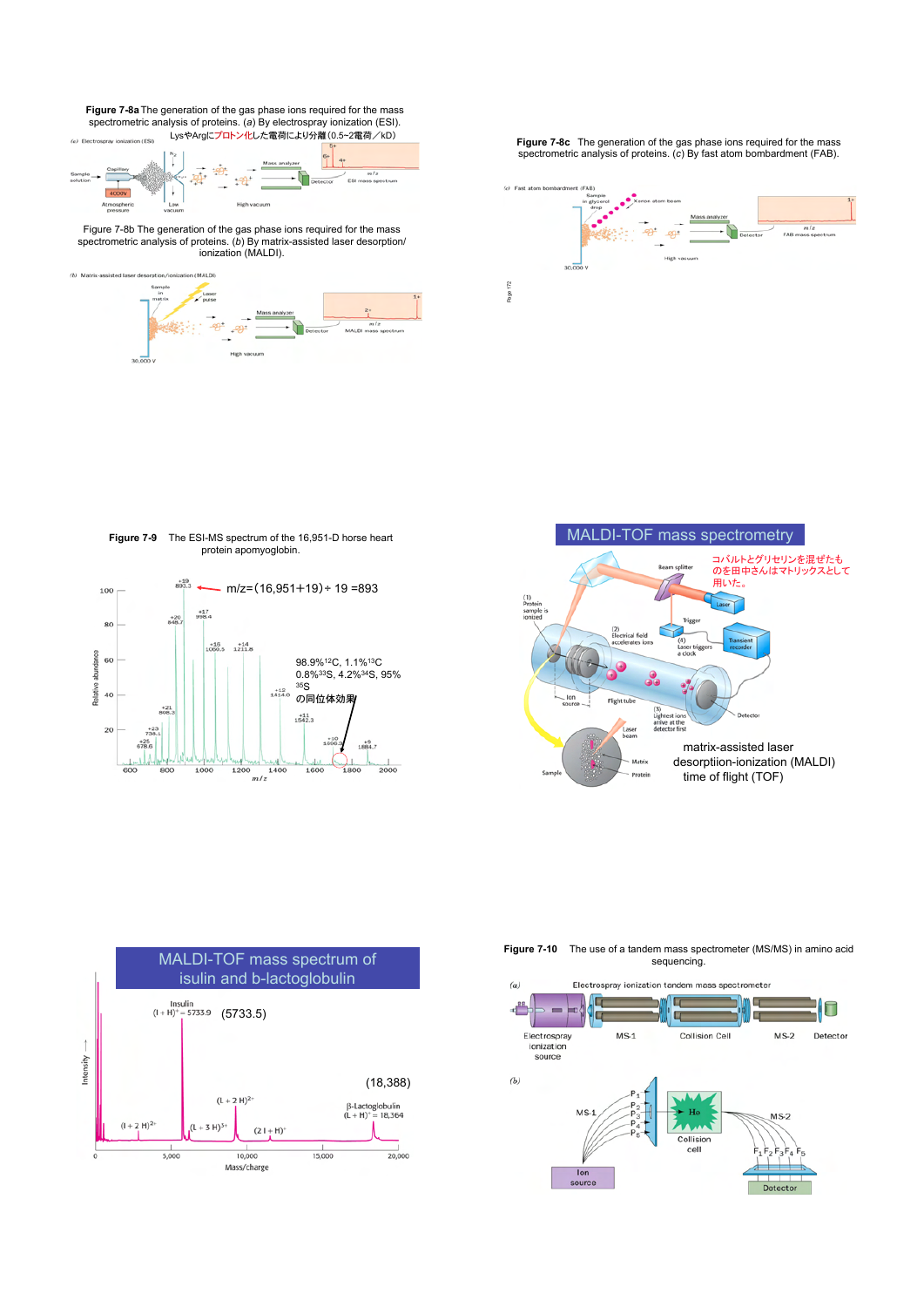**Figure 7-8a** The generation of the gas phase ions required for the mass spectrometric analysis of proteins. (*a*) By electrospray ionization (ESI).

LysやArgにプロトン化した電荷により分離（0.5~2電荷／kD）

Figure 7-8b The generation of the gas phase ions required for the mass spectrometric analysis of proteins. (*b*) By matrix-assisted laser desorption/ ionization (MALDI).

**Figure 7-8c** The generation of the gas phase ions required for the mass spectrometric analysis of proteins. (*c*) By fast atom bombardment (FAB).

**Figure 7-9** The ESI-MS spectrum of the 16,951-D horse heart protein apomyoglobin.

$m/z = (16{,}951 + 19) \div 19 = 893$

98.9%$^{12}C$, 1.1%$^{13}C$
0.8%$^{33}S$, 4.2%$^{34}S$, 95% $^{35}S$
の同位体効果

## MALDI-TOF mass spectrometry

コバルトとグリセリンを混ぜたものを田中さんはマトリックスとして用いた。

matrix-assisted laser desorptiion-ionization (MALDI)
time of flight (TOF)

## MALDI-TOF mass spectrum of isulin and b-lactoglobulin

(5733.5)

(18,388)

**Figure 7-10** The use of a tandem mass spectrometer (MS/MS) in amino acid sequencing.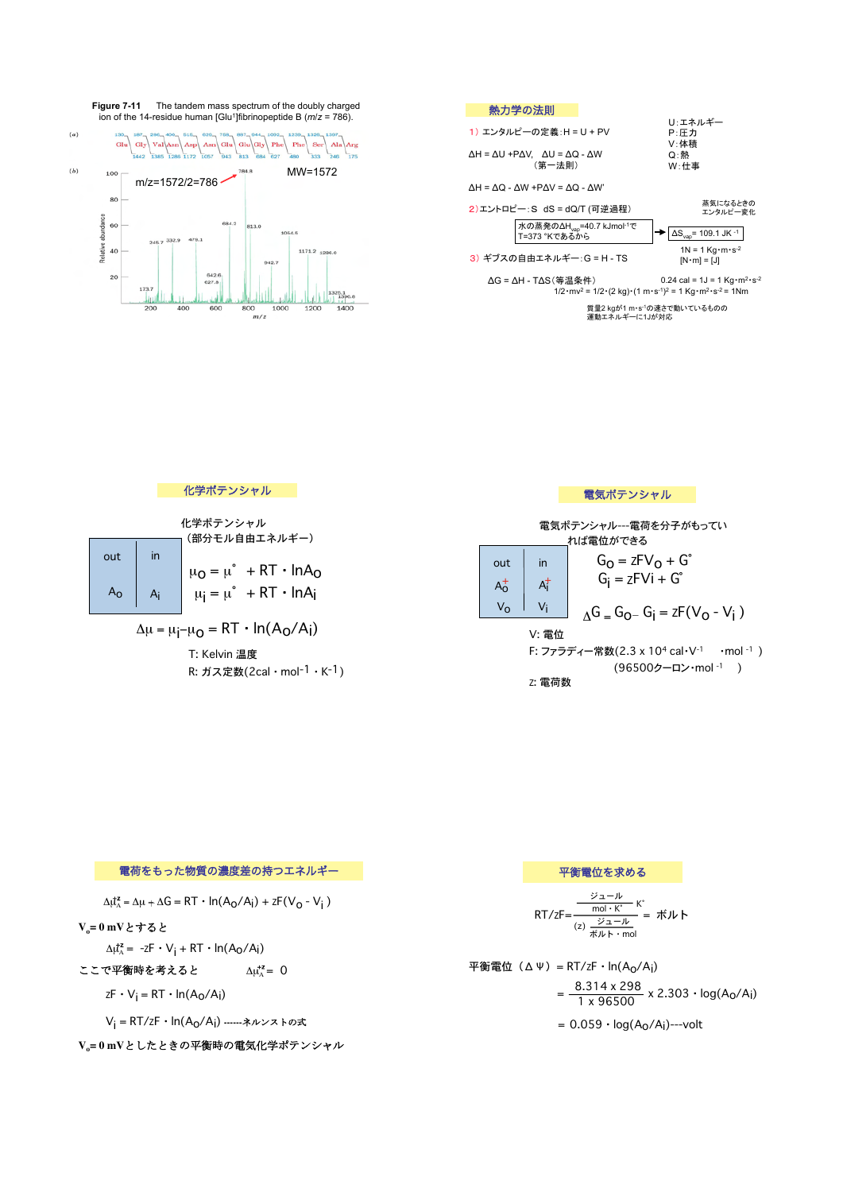**Figure 7-11** The tandem mass spectrum of the doubly charged ion of the 14-residue human [Glu[1]]fibrinopeptide B ($m/z$ = 786).

(a) Glu Gly Val Asn Asp Asn Glu Glu Gly Phe Phe Ser Ala Arg

(b) m/z=1572/2=786 MW=1572

## 熱力学の法則

1）エンタルピーの定義：$H = U + PV$

U：エネルギー
P：圧力
V：体積
Q：熱
W：仕事

$\Delta H = \Delta U + P\Delta V$, $\Delta U = \Delta Q - \Delta W$
（第一法則）

$\Delta H = \Delta Q - \Delta W + P\Delta V = \Delta Q - \Delta W'$

2）エントロピー：S $dS = dQ/T$（可逆過程）

蒸気になるときのエンタルピー変化

水の蒸発の$\Delta H_{vap}$=40.7 kJmol$^{-1}$で T=373 °Kであるから → $\Delta S_{vap}$= 109.1 JK$^{-1}$

3）ギブスの自由エネルギー：$G = H - TS$

$\Delta G = \Delta H - T\Delta S$（等温条件）

1N = 1 Kg・m・s$^{-2}$
[N・m] = [J]

0.24 cal = 1J = 1 Kg・m$^2$・s$^{-2}$

$1/2 \cdot mv^2 = 1/2 \cdot (2\ kg) \cdot (1\ m \cdot s^{-1})^2 = 1\ Kg \cdot m^2 \cdot s^{-2} = 1Nm$

質量2 kgが1 m・s$^{-1}$の速さで動いているものの運動エネルギーに1Jが対応

## 化学ポテンシャル

化学ポテンシャル
（部分モル自由エネルギー）

| out | in |
|---|---|
| $A_O$ | $A_i$ |

$\mu_O = \mu^\circ + RT \cdot \ln A_O$

$\mu_i = \mu^\circ + RT \cdot \ln A_i$

$\Delta\mu = \mu_i - \mu_O = RT \cdot \ln(A_O/A_i)$

T: Kelvin 温度

R: ガス定数(2cal・mol$^{-1}$・K$^{-1}$)

## 電気ポテンシャル

電気ポテンシャル---電荷を分子がもっていれば電位ができる

| out | in |
|---|---|
| $A_O^+$ | $A_i^+$ |
| $V_O$ | $V_i$ |

$G_O = zFV_O + G^\circ$

$G_i = zFV_i + G^\circ$

$\Delta G = G_O - G_i = zF(V_O - V_i)$

V: 電位

F: ファラディー常数(2.3 x 10$^4$ cal・V$^{-1}$ ・mol$^{-1}$)
（96500クーロン・mol$^{-1}$）

z: 電荷数

## 電荷をもった物質の濃度差の持つエネルギー

$\Delta\mu_A^{\pm z} = \Delta\mu + \Delta G = RT \cdot \ln(A_O/A_i) + zF(V_O - V_i)$

**$V_o$= 0 mVとすると**

$\Delta\mu_A^{\pm z} = -zF \cdot V_i + RT \cdot \ln(A_O/A_i)$

ここで平衡時を考えると $\Delta\mu_A^{\pm z} = 0$

$zF \cdot V_i = RT \cdot \ln(A_O/A_i)$

$V_i = RT/zF \cdot \ln(A_O/A_i)$ ------ネルンストの式

**$V_o$= 0 mVとしたときの平衡時の電気化学ポテンシャル**

## 平衡電位を求める

$$RT/zF = \frac{\dfrac{ジュール}{mol \cdot K^\circ} K^\circ}{(z)\dfrac{ジュール}{ボルト \cdot mol}} = ボルト$$

平衡電位（$\Delta\Psi$）$= RT/zF \cdot \ln(A_O/A_i)$

$$= \frac{8.314 \times 298}{1 \times 96500} \times 2.303 \cdot \log(A_O/A_i)$$

$= 0.059 \cdot \log(A_O/A_i)$---volt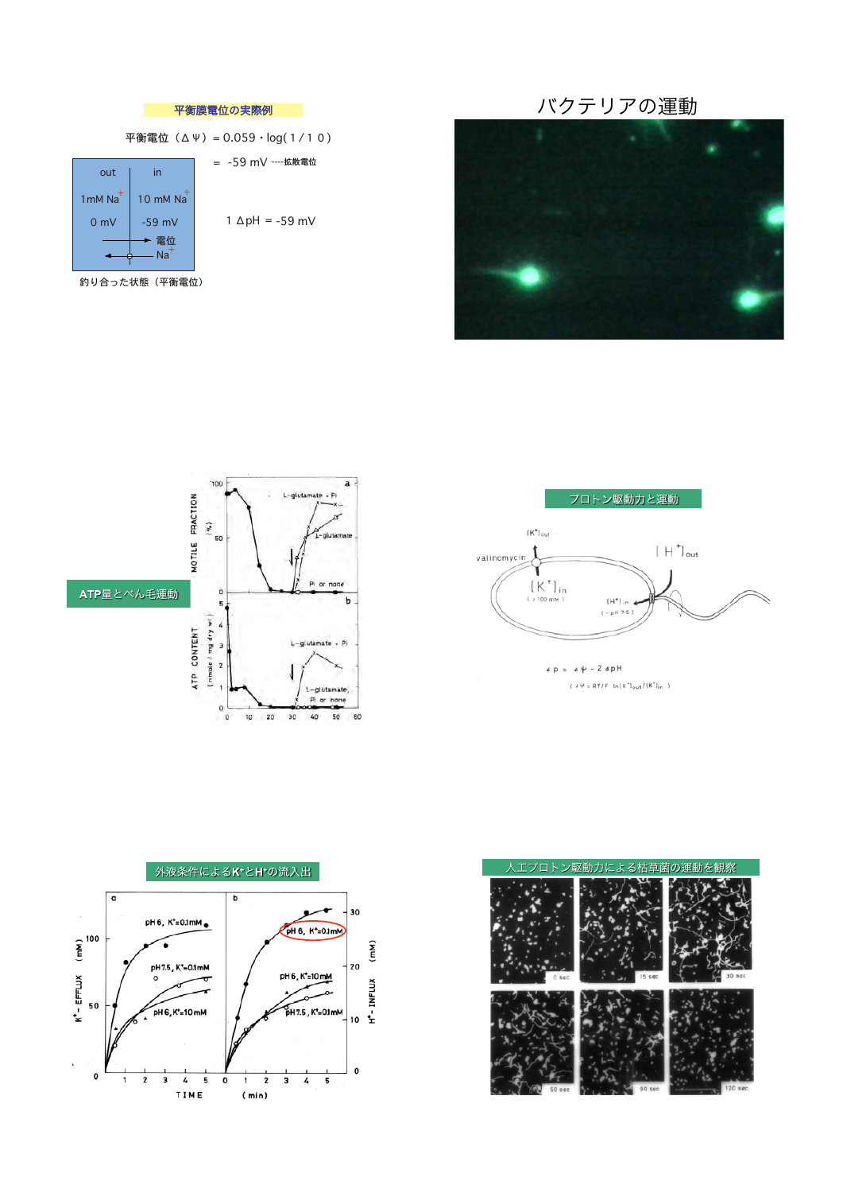## 平衡膜電位の実際例

平衡電位（ΔΨ）＝0.059・log(1/10)

＝ -59 mV ----拡散電位

| out | in |
|---|---|
| 1mM $Na^+$ | 10 mM $Na^+$ |
| 0 mV | -59 mV |

→ 電位

← $Na^+$

釣り合った状態（平衡電位）

1 ΔpH ＝ -59 mV

## バクテリアの運動

## ATP量とべん毛運動

## プロトン駆動力と運動

$$\Delta p = \Delta\psi - Z\Delta pH$$

$$(\Delta\psi = RT/F \ \ln([K^+]_{out}/[K^+]_{in}))$$

## 外液条件による$K^+$と$H^+$の流入出

## 人工プロトン駆動力による枯草菌の運動を観察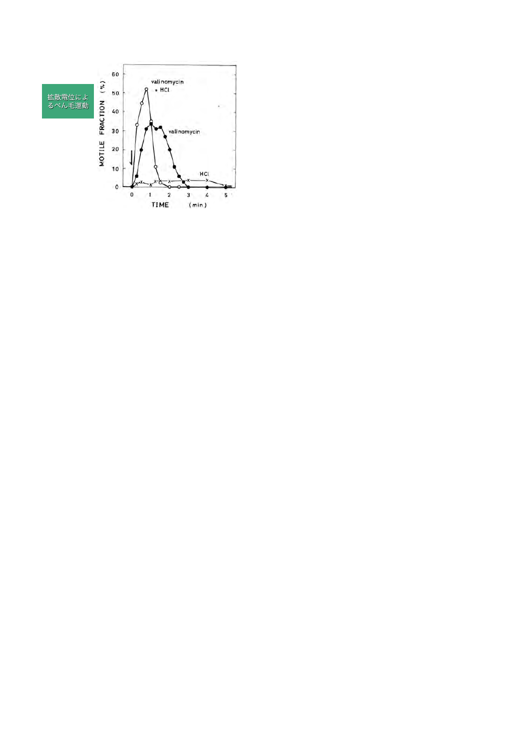拡散電位によるべん毛運動

MOTILE FRACTION (%)

60
50
40
30
20
10
0

valinomycin
+ HCl

valinomycin

HCl

0 1 2 3 4 5

TIME (min)